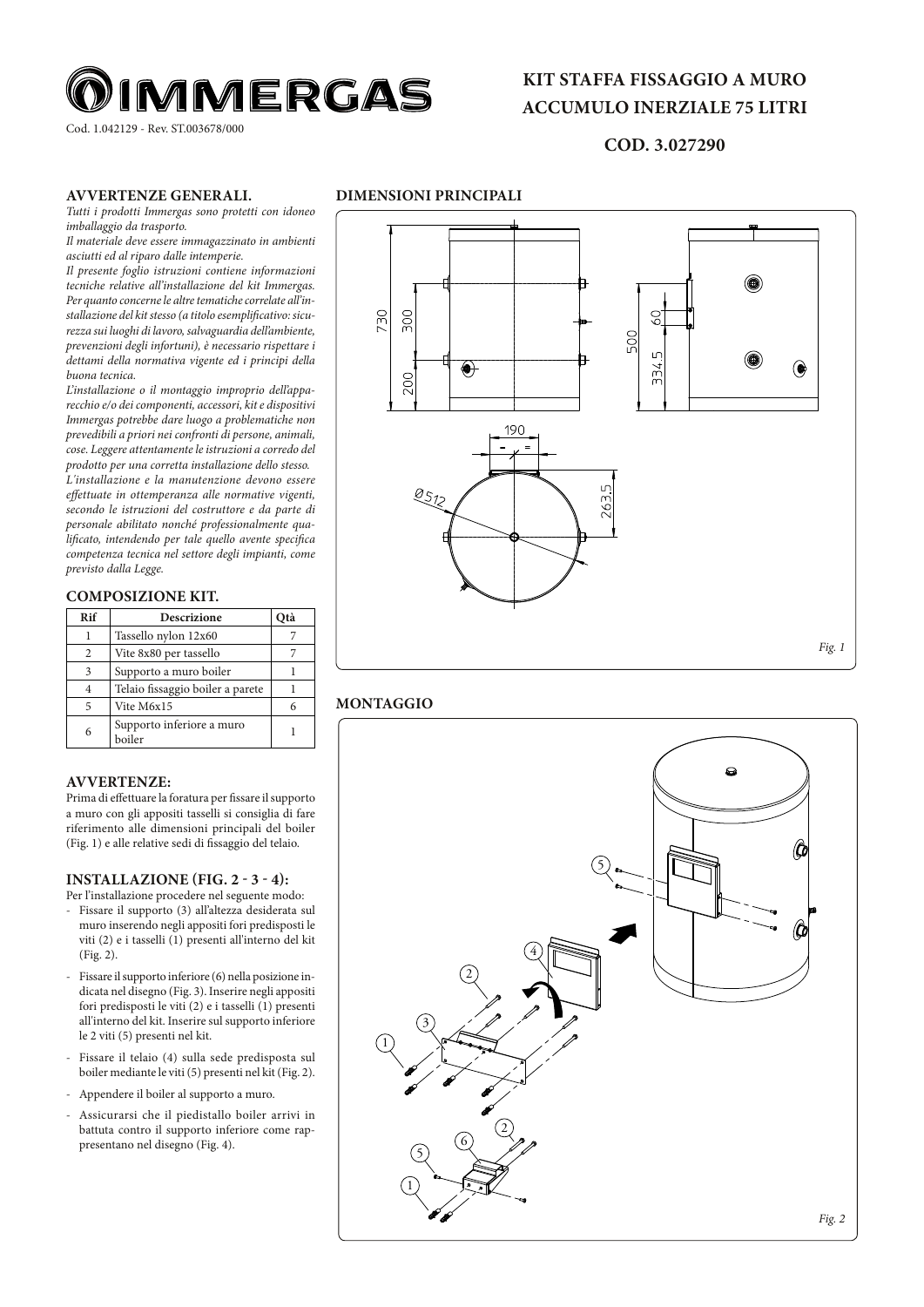# KIT STAFFA FISSAGGIO A MURO ACCUMULO INERZIALE 75 LITRI

## COD. 3.027290

Cod. 1.042129 - Rev. ST.003678/000

### AVVERTENZE GENERALI.

*Tutti i prodotti Immergas sono protetti con idoneo imballaggio da trasporto.*

*Il materiale deve essere immagazzinato in ambienti asciutti ed al riparo dalle intemperie.*

*Il presente foglio istruzioni contiene informazioni tecniche relative all'installazione del kit Immergas. Per quanto concerne le altre tematiche correlate all'installazione del kit stesso (a titolo esemplificativo: sicurezza sui luoghi di lavoro, salvaguardia dell'ambiente, prevenzioni degli infortuni), è necessario rispettare i dettami della normativa vigente ed i principi della buona tecnica.*

*L'installazione o il montaggio improprio dell'apparecchio e/o dei componenti, accessori, kit e dispositivi Immergas potrebbe dare luogo a problematiche non prevedibili a priori nei confronti di persone, animali, cose. Leggere attentamente le istruzioni a corredo del prodotto per una corretta installazione dello stesso.*

*L'installazione e la manutenzione devono essere effettuate in ottemperanza alle normative vigenti, secondo le istruzioni del costruttore e da parte di personale abilitato nonché professionalmente qualificato, intendendo per tale quello avente specifica competenza tecnica nel settore degli impianti, come previsto dalla Legge.*

### COMPOSIZIONE KIT.

| Rif | Descrizione | Qtà |
|---|---|---|
| 1 | Tassello nylon 12x60 | 7 |
| 2 | Vite 8x80 per tassello | 7 |
| 3 | Supporto a muro boiler | 1 |
| 4 | Telaio fissaggio boiler a parete | 1 |
| 5 | Vite M6x15 | 6 |
| 6 | Supporto inferiore a muro boiler | 1 |

### AVVERTENZE:

Prima di effettuare la foratura per fissare il supporto a muro con gli appositi tasselli si consiglia di fare riferimento alle dimensioni principali del boiler (Fig. 1) e alle relative sedi di fissaggio del telaio.

### INSTALLAZIONE (FIG. 2 - 3 - 4):

Per l'installazione procedere nel seguente modo:

- Fissare il supporto (3) all'altezza desiderata sul muro inserendo negli appositi fori predisposti le viti (2) e i tasselli (1) presenti all'interno del kit (Fig. 2).
- Fissare il supporto inferiore (6) nella posizione indicata nel disegno (Fig. 3). Inserire negli appositi fori predisposti le viti (2) e i tasselli (1) presenti all'interno del kit. Inserire sul supporto inferiore le 2 viti (5) presenti nel kit.
- Fissare il telaio (4) sulla sede predisposta sul boiler mediante le viti (5) presenti nel kit (Fig. 2).
- Appendere il boiler al supporto a muro.
- Assicurarsi che il piedistallo boiler arrivi in battuta contro il supporto inferiore come rappresentano nel disegno (Fig. 4).

### DIMENSIONI PRINCIPALI

730, 300, 200, 500, 60, 334.5, 190, Ø512, 263.5

*Fig. 1*

### MONTAGGIO

*Fig. 2*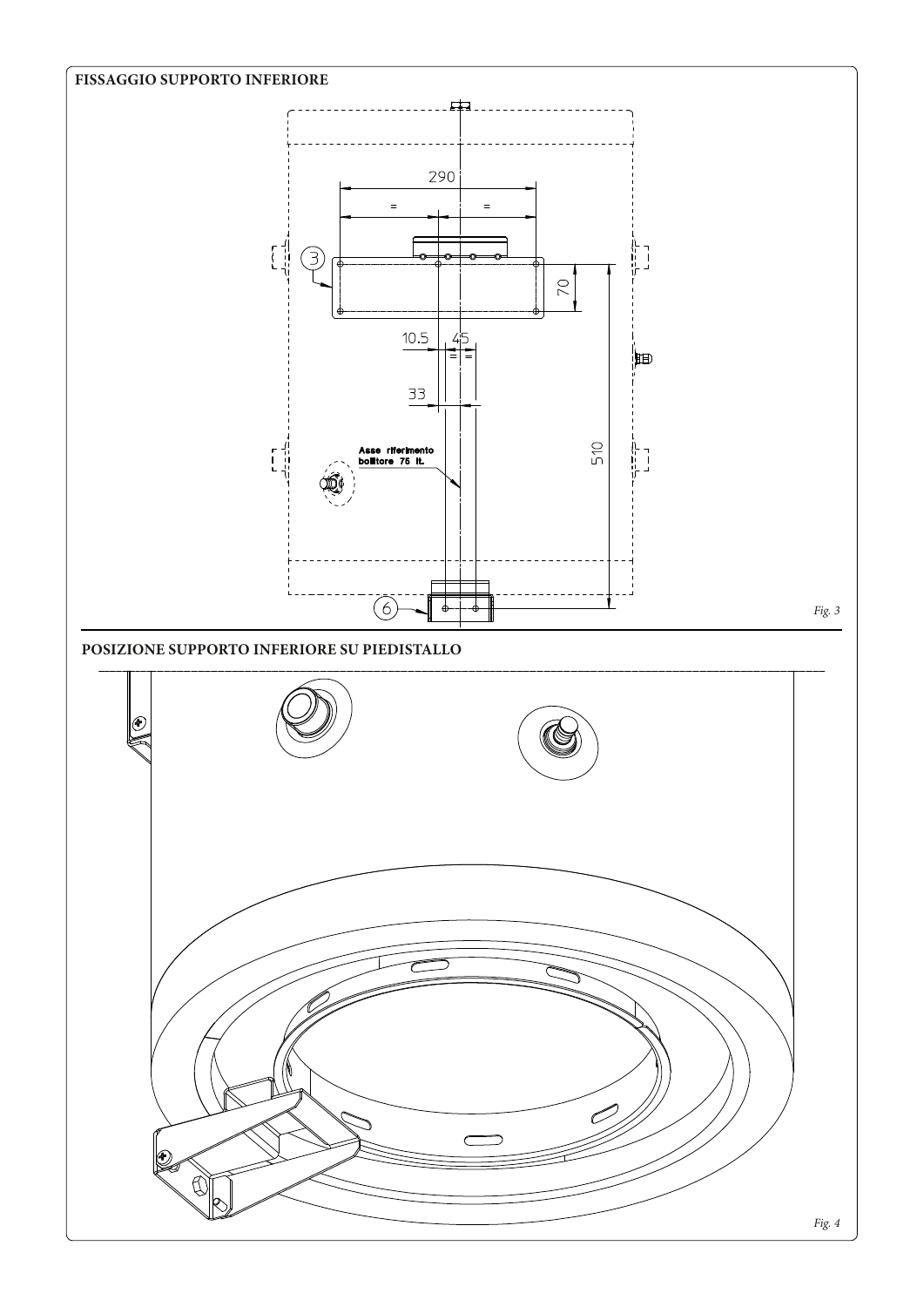## FISSAGGIO SUPPORTO INFERIORE

290

=

=

3

70

10.5

45

=

=

33

Asse riferimento bollitore 75 lt.

510

6

*Fig. 3*

## POSIZIONE SUPPORTO INFERIORE SU PIEDISTALLO

*Fig. 4*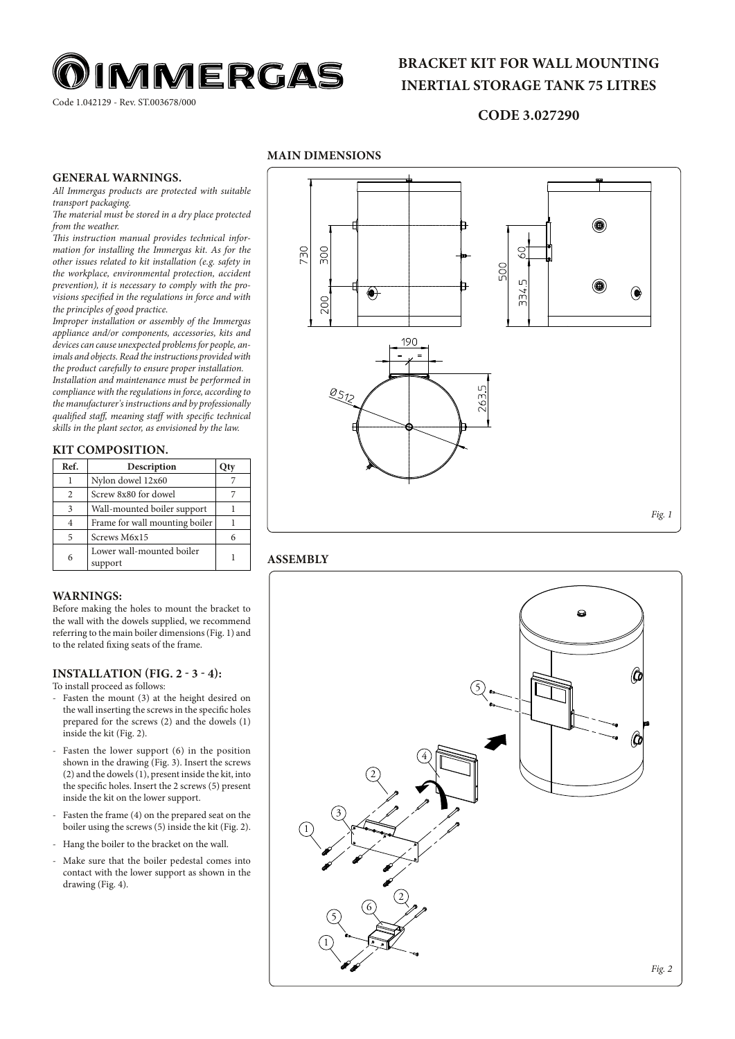IMMERGAS

Code 1.042129 - Rev. ST.003678/000

# BRACKET KIT FOR WALL MOUNTING INERTIAL STORAGE TANK 75 LITRES

## CODE 3.027290

### GENERAL WARNINGS.

*All Immergas products are protected with suitable transport packaging.*

*The material must be stored in a dry place protected from the weather.*

*This instruction manual provides technical information for installing the Immergas kit. As for the other issues related to kit installation (e.g. safety in the workplace, environmental protection, accident prevention), it is necessary to comply with the provisions specified in the regulations in force and with the principles of good practice.*

*Improper installation or assembly of the Immergas appliance and/or components, accessories, kits and devices can cause unexpected problems for people, animals and objects. Read the instructions provided with the product carefully to ensure proper installation.*

*Installation and maintenance must be performed in compliance with the regulations in force, according to the manufacturer's instructions and by professionally qualified staff, meaning staff with specific technical skills in the plant sector, as envisioned by the law.*

### KIT COMPOSITION.

| Ref. | Description | Qty |
|---|---|---|
| 1 | Nylon dowel 12x60 | 7 |
| 2 | Screw 8x80 for dowel | 7 |
| 3 | Wall-mounted boiler support | 1 |
| 4 | Frame for wall mounting boiler | 1 |
| 5 | Screws M6x15 | 6 |
| 6 | Lower wall-mounted boiler support | 1 |

### WARNINGS:

Before making the holes to mount the bracket to the wall with the dowels supplied, we recommend referring to the main boiler dimensions (Fig. 1) and to the related fixing seats of the frame.

### INSTALLATION (FIG. 2 - 3 - 4):

To install proceed as follows:

- Fasten the mount (3) at the height desired on the wall inserting the screws in the specific holes prepared for the screws (2) and the dowels (1) inside the kit (Fig. 2).
- Fasten the lower support (6) in the position shown in the drawing (Fig. 3). Insert the screws (2) and the dowels (1), present inside the kit, into the specific holes. Insert the 2 screws (5) present inside the kit on the lower support.
- Fasten the frame (4) on the prepared seat on the boiler using the screws (5) inside the kit (Fig. 2).
- Hang the boiler to the bracket on the wall.
- Make sure that the boiler pedestal comes into contact with the lower support as shown in the drawing (Fig. 4).

### MAIN DIMENSIONS

Fig. 1

### ASSEMBLY

Fig. 2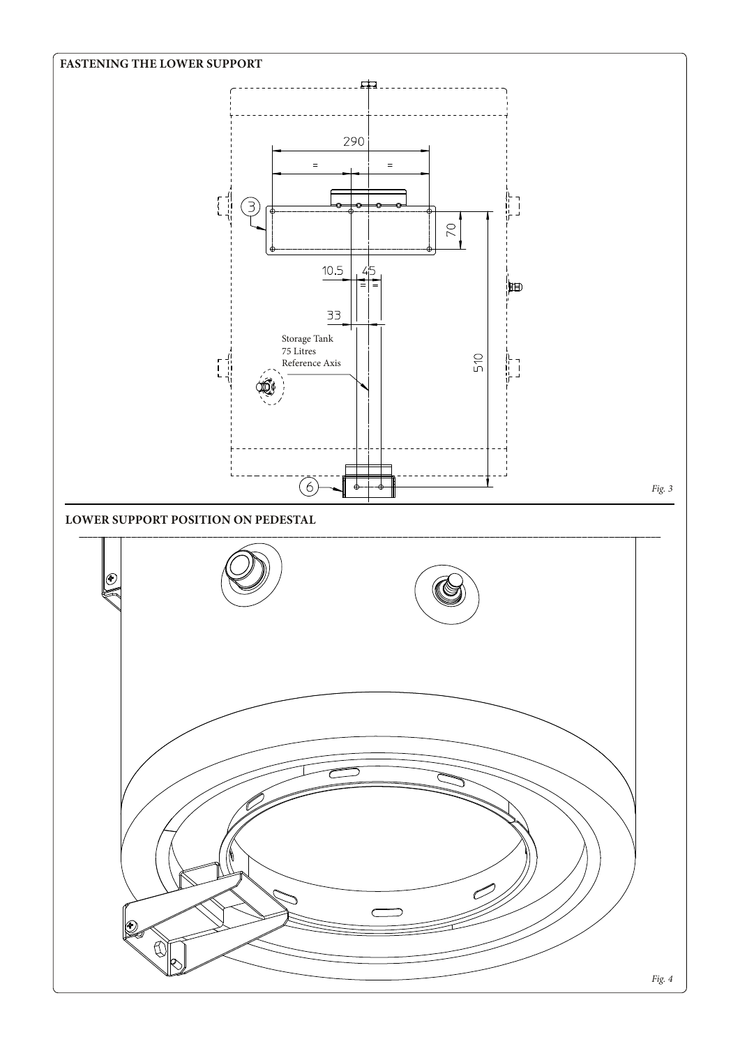## FASTENING THE LOWER SUPPORT

290

=

=

3

70

10.5

45

=

=

33

Storage Tank
75 Litres
Reference Axis

510

6

*Fig. 3*

## LOWER SUPPORT POSITION ON PEDESTAL

*Fig. 4*